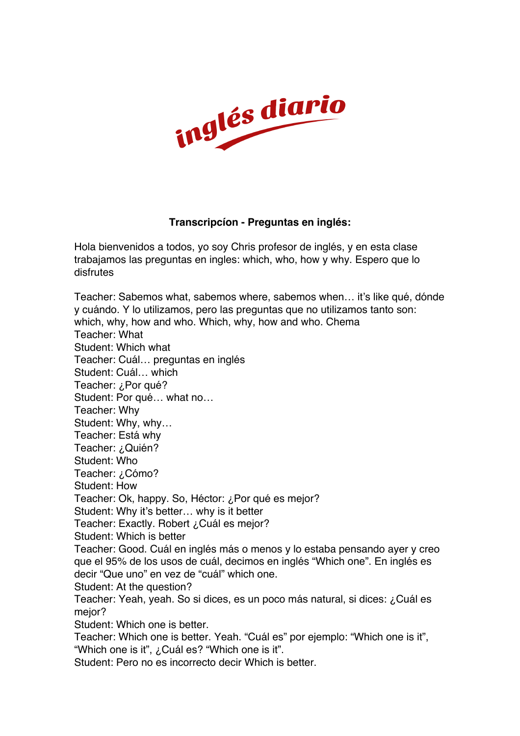inglés diario

**Transcripcíon - Preguntas en inglés:**

Hola bienvenidos a todos, yo soy Chris profesor de inglés, y en esta clase trabajamos las preguntas en ingles: which, who, how y why. Espero que lo disfrutes

Teacher: Sabemos what, sabemos where, sabemos when… it's like qué, dónde y cuándo. Y lo utilizamos, pero las preguntas que no utilizamos tanto son: which, why, how and who. Which, why, how and who. Chema
Teacher: What
Student: Which what
Teacher: Cuál… preguntas en inglés
Student: Cuál… which
Teacher: ¿Por qué?
Student: Por qué… what no…
Teacher: Why
Student: Why, why…
Teacher: Está why
Teacher: ¿Quién?
Student: Who
Teacher: ¿Cómo?
Student: How
Teacher: Ok, happy. So, Héctor: ¿Por qué es mejor?
Student: Why it's better… why is it better
Teacher: Exactly. Robert ¿Cuál es mejor?
Student: Which is better
Teacher: Good. Cuál en inglés más o menos y lo estaba pensando ayer y creo que el 95% de los usos de cuál, decimos en inglés "Which one". En inglés es decir "Que uno" en vez de "cuál" which one.
Student: At the question?
Teacher: Yeah, yeah. So si dices, es un poco más natural, si dices: ¿Cuál es mejor?
Student: Which one is better.
Teacher: Which one is better. Yeah. "Cuál es" por ejemplo: "Which one is it", "Which one is it", ¿Cuál es? "Which one is it".
Student: Pero no es incorrecto decir Which is better.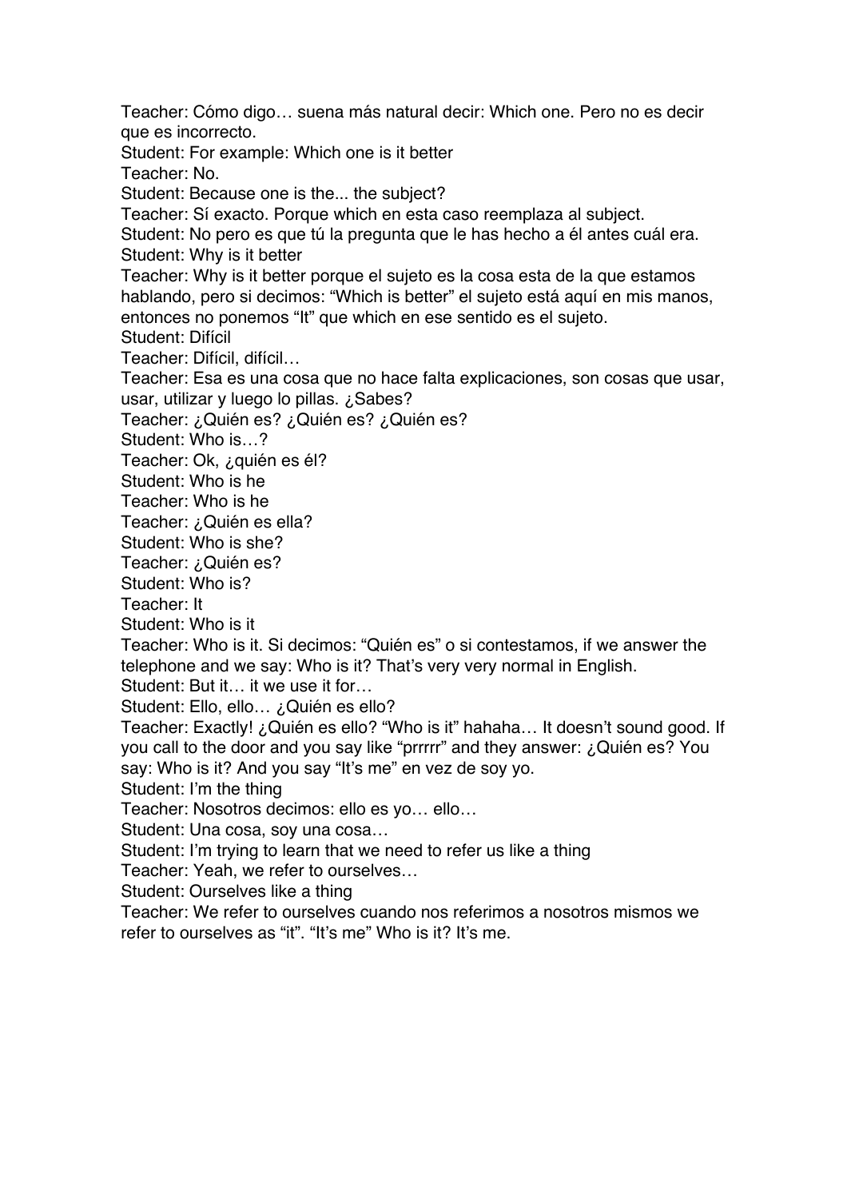Teacher: Cómo digo… suena más natural decir: Which one. Pero no es decir que es incorrecto.
Student: For example: Which one is it better
Teacher: No.
Student: Because one is the... the subject?
Teacher: Sí exacto. Porque which en esta caso reemplaza al subject.
Student: No pero es que tú la pregunta que le has hecho a él antes cuál era.
Student: Why is it better
Teacher: Why is it better porque el sujeto es la cosa esta de la que estamos hablando, pero si decimos: "Which is better" el sujeto está aquí en mis manos, entonces no ponemos "It" que which en ese sentido es el sujeto.
Student: Difícil
Teacher: Difícil, difícil…
Teacher: Esa es una cosa que no hace falta explicaciones, son cosas que usar, usar, utilizar y luego lo pillas. ¿Sabes?
Teacher: ¿Quién es? ¿Quién es? ¿Quién es?
Student: Who is…?
Teacher: Ok, ¿quién es él?
Student: Who is he
Teacher: Who is he
Teacher: ¿Quién es ella?
Student: Who is she?
Teacher: ¿Quién es?
Student: Who is?
Teacher: It
Student: Who is it
Teacher: Who is it. Si decimos: "Quién es" o si contestamos, if we answer the telephone and we say: Who is it? That's very very normal in English.
Student: But it… it we use it for…
Student: Ello, ello… ¿Quién es ello?
Teacher: Exactly! ¿Quién es ello? "Who is it" hahaha… It doesn't sound good. If you call to the door and you say like "prrrrr" and they answer: ¿Quién es? You say: Who is it? And you say "It's me" en vez de soy yo.
Student: I'm the thing
Teacher: Nosotros decimos: ello es yo… ello…
Student: Una cosa, soy una cosa…
Student: I'm trying to learn that we need to refer us like a thing
Teacher: Yeah, we refer to ourselves…
Student: Ourselves like a thing
Teacher: We refer to ourselves cuando nos referimos a nosotros mismos we refer to ourselves as "it". "It's me" Who is it? It's me.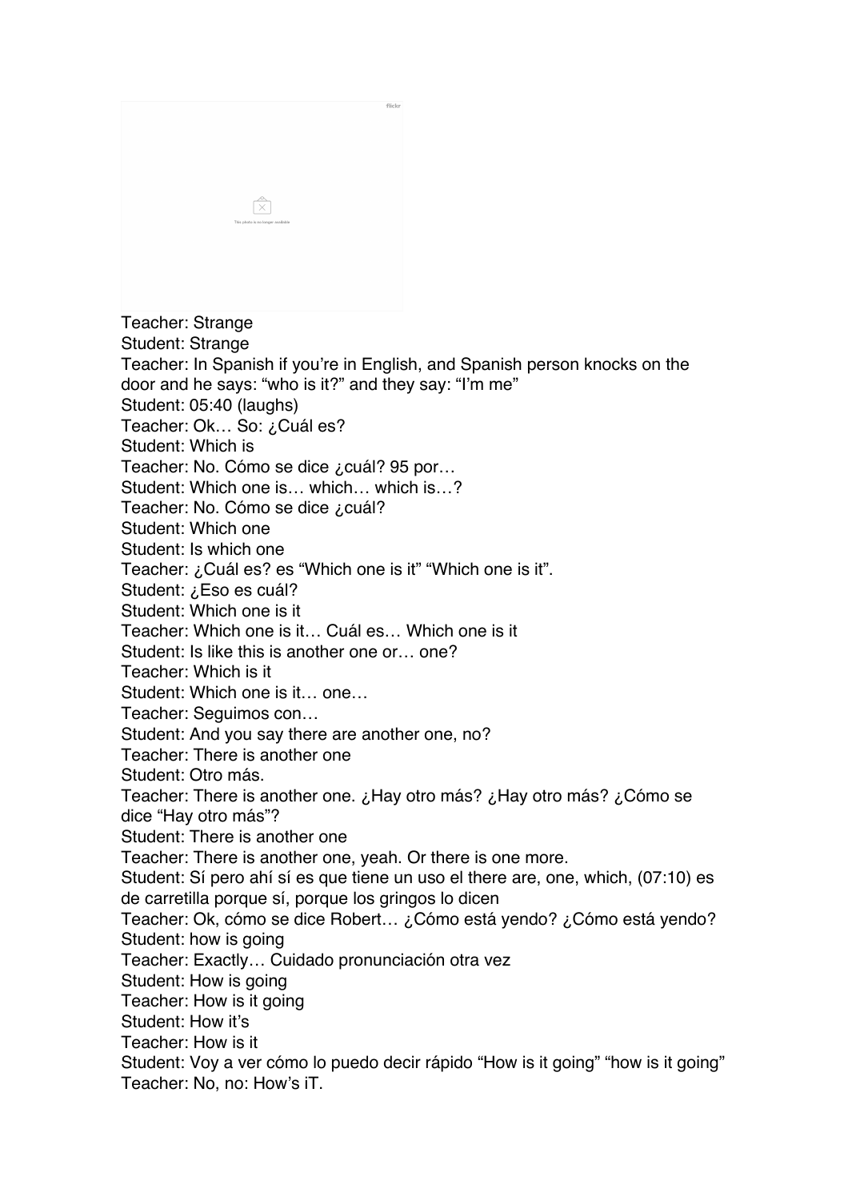Teacher: Strange

Student: Strange

Teacher: In Spanish if you're in English, and Spanish person knocks on the door and he says: "who is it?" and they say: "I'm me"

Student: 05:40 (laughs)

Teacher: Ok… So: ¿Cuál es?

Student: Which is

Teacher: No. Cómo se dice ¿cuál? 95 por…

Student: Which one is… which… which is…?

Teacher: No. Cómo se dice ¿cuál?

Student: Which one

Student: Is which one

Teacher: ¿Cuál es? es "Which one is it" "Which one is it".

Student: ¿Eso es cuál?

Student: Which one is it

Teacher: Which one is it… Cuál es… Which one is it

Student: Is like this is another one or… one?

Teacher: Which is it

Student: Which one is it… one…

Teacher: Seguimos con…

Student: And you say there are another one, no?

Teacher: There is another one

Student: Otro más.

Teacher: There is another one. ¿Hay otro más? ¿Hay otro más? ¿Cómo se dice "Hay otro más"?

Student: There is another one

Teacher: There is another one, yeah. Or there is one more.

Student: Sí pero ahí sí es que tiene un uso el there are, one, which, (07:10) es de carretilla porque sí, porque los gringos lo dicen

Teacher: Ok, cómo se dice Robert… ¿Cómo está yendo? ¿Cómo está yendo?

Student: how is going

Teacher: Exactly… Cuidado pronunciación otra vez

Student: How is going

Teacher: How is it going

Student: How it's

Teacher: How is it

Student: Voy a ver cómo lo puedo decir rápido "How is it going" "how is it going"

Teacher: No, no: How's iT.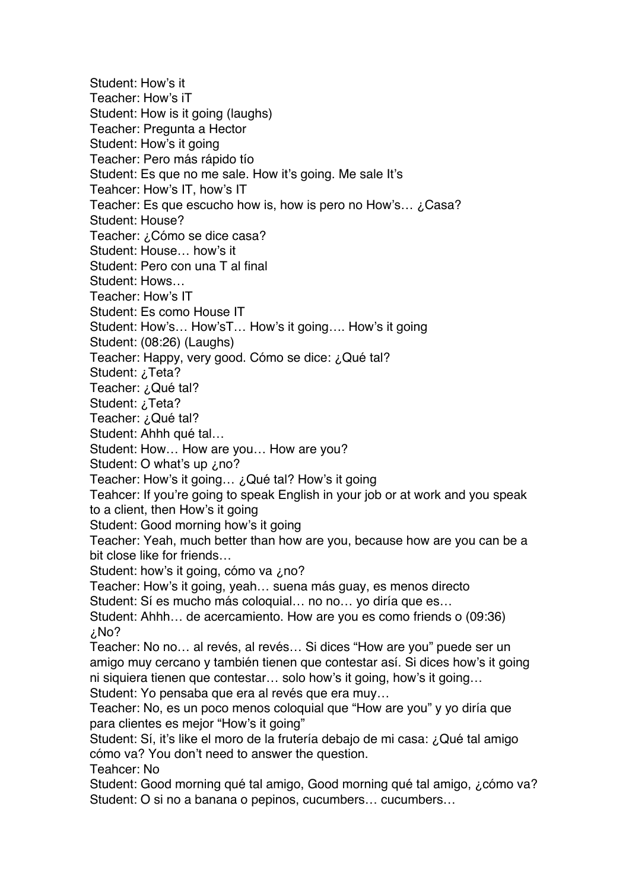Student: How's it
Teacher: How's iT
Student: How is it going (laughs)
Teacher: Pregunta a Hector
Student: How's it going
Teacher: Pero más rápido tío
Student: Es que no me sale. How it's going. Me sale It's
Teahcer: How's IT, how's IT
Teacher: Es que escucho how is, how is pero no How's… ¿Casa?
Student: House?
Teacher: ¿Cómo se dice casa?
Student: House… how's it
Student: Pero con una T al final
Student: Hows…
Teacher: How's IT
Student: Es como House IT
Student: How's… How'sT… How's it going…. How's it going
Student: (08:26) (Laughs)
Teacher: Happy, very good. Cómo se dice: ¿Qué tal?
Student: ¿Teta?
Teacher: ¿Qué tal?
Student: ¿Teta?
Teacher: ¿Qué tal?
Student: Ahhh qué tal…
Student: How… How are you… How are you?
Student: O what's up ¿no?
Teacher: How's it going… ¿Qué tal? How's it going
Teahcer: If you're going to speak English in your job or at work and you speak to a client, then How's it going
Student: Good morning how's it going
Teacher: Yeah, much better than how are you, because how are you can be a bit close like for friends…
Student: how's it going, cómo va ¿no?
Teacher: How's it going, yeah… suena más guay, es menos directo
Student: Sí es mucho más coloquial… no no… yo diría que es…
Student: Ahhh… de acercamiento. How are you es como friends o (09:36) ¿No?
Teacher: No no… al revés, al revés… Si dices "How are you" puede ser un amigo muy cercano y también tienen que contestar así. Si dices how's it going ni siquiera tienen que contestar… solo how's it going, how's it going…
Student: Yo pensaba que era al revés que era muy…
Teacher: No, es un poco menos coloquial que "How are you" y yo diría que para clientes es mejor "How's it going"
Student: Sí, it's like el moro de la frutería debajo de mi casa: ¿Qué tal amigo cómo va? You don't need to answer the question.
Teahcer: No
Student: Good morning qué tal amigo, Good morning qué tal amigo, ¿cómo va?
Student: O si no a banana o pepinos, cucumbers… cucumbers…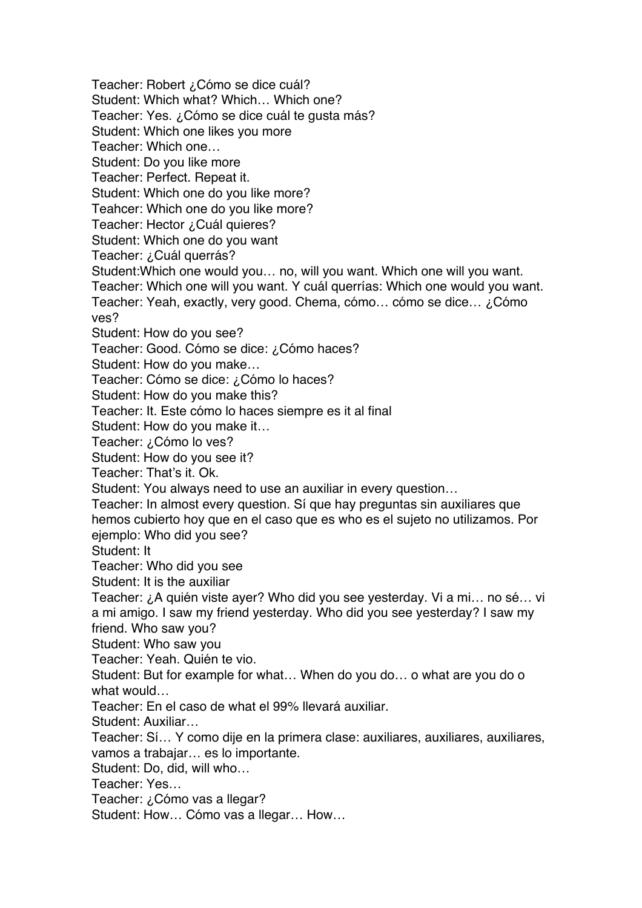Teacher: Robert ¿Cómo se dice cuál?
Student: Which what? Which… Which one?
Teacher: Yes. ¿Cómo se dice cuál te gusta más?
Student: Which one likes you more
Teacher: Which one…
Student: Do you like more
Teacher: Perfect. Repeat it.
Student: Which one do you like more?
Teahcer: Which one do you like more?
Teacher: Hector ¿Cuál quieres?
Student: Which one do you want
Teacher: ¿Cuál querrás?
Student:Which one would you… no, will you want. Which one will you want.
Teacher: Which one will you want. Y cuál querrías: Which one would you want.
Teacher: Yeah, exactly, very good. Chema, cómo… cómo se dice… ¿Cómo ves?
Student: How do you see?
Teacher: Good. Cómo se dice: ¿Cómo haces?
Student: How do you make…
Teacher: Cómo se dice: ¿Cómo lo haces?
Student: How do you make this?
Teacher: It. Este cómo lo haces siempre es it al final
Student: How do you make it…
Teacher: ¿Cómo lo ves?
Student: How do you see it?
Teacher: That's it. Ok.
Student: You always need to use an auxiliar in every question…
Teacher: In almost every question. Sí que hay preguntas sin auxiliares que hemos cubierto hoy que en el caso que es who es el sujeto no utilizamos. Por ejemplo: Who did you see?
Student: It
Teacher: Who did you see
Student: It is the auxiliar
Teacher: ¿A quién viste ayer? Who did you see yesterday. Vi a mi… no sé… vi a mi amigo. I saw my friend yesterday. Who did you see yesterday? I saw my friend. Who saw you?
Student: Who saw you
Teacher: Yeah. Quién te vio.
Student: But for example for what… When do you do… o what are you do o what would…
Teacher: En el caso de what el 99% llevará auxiliar.
Student: Auxiliar…
Teacher: Sí… Y como dije en la primera clase: auxiliares, auxiliares, auxiliares, vamos a trabajar… es lo importante.
Student: Do, did, will who…
Teacher: Yes…
Teacher: ¿Cómo vas a llegar?
Student: How… Cómo vas a llegar… How…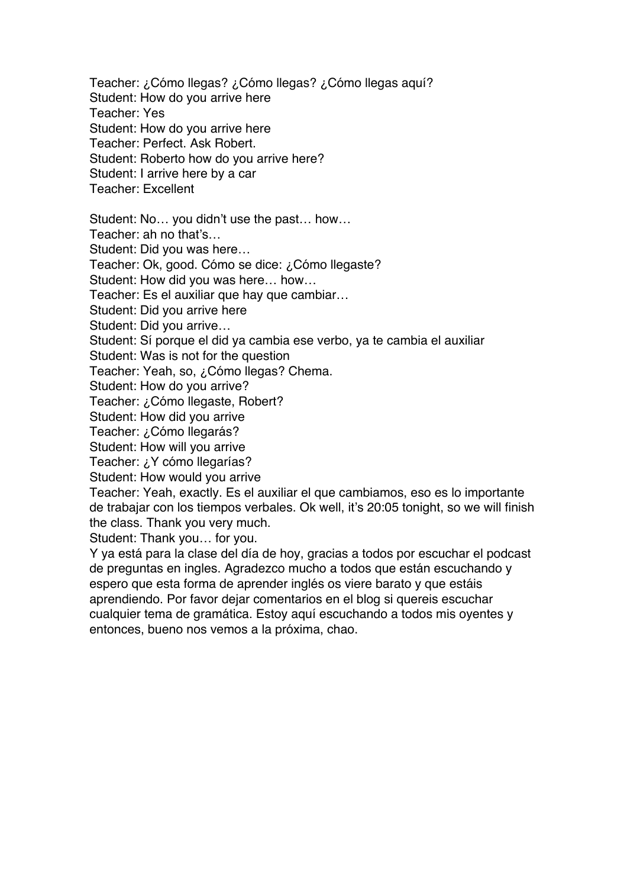Teacher: ¿Cómo llegas? ¿Cómo llegas? ¿Cómo llegas aquí?
Student: How do you arrive here
Teacher: Yes
Student: How do you arrive here
Teacher: Perfect. Ask Robert.
Student: Roberto how do you arrive here?
Student: I arrive here by a car
Teacher: Excellent

Student: No… you didn't use the past… how…
Teacher: ah no that's…
Student: Did you was here…
Teacher: Ok, good. Cómo se dice: ¿Cómo llegaste?
Student: How did you was here… how…
Teacher: Es el auxiliar que hay que cambiar…
Student: Did you arrive here
Student: Did you arrive…
Student: Sí porque el did ya cambia ese verbo, ya te cambia el auxiliar
Student: Was is not for the question
Teacher: Yeah, so, ¿Cómo llegas? Chema.
Student: How do you arrive?
Teacher: ¿Cómo llegaste, Robert?
Student: How did you arrive
Teacher: ¿Cómo llegarás?
Student: How will you arrive
Teacher: ¿Y cómo llegarías?
Student: How would you arrive
Teacher: Yeah, exactly. Es el auxiliar el que cambiamos, eso es lo importante de trabajar con los tiempos verbales. Ok well, it's 20:05 tonight, so we will finish the class. Thank you very much.
Student: Thank you… for you.
Y ya está para la clase del día de hoy, gracias a todos por escuchar el podcast de preguntas en ingles. Agradezco mucho a todos que están escuchando y espero que esta forma de aprender inglés os viere barato y que estáis aprendiendo. Por favor dejar comentarios en el blog si quereis escuchar cualquier tema de gramática. Estoy aquí escuchando a todos mis oyentes y entonces, bueno nos vemos a la próxima, chao.